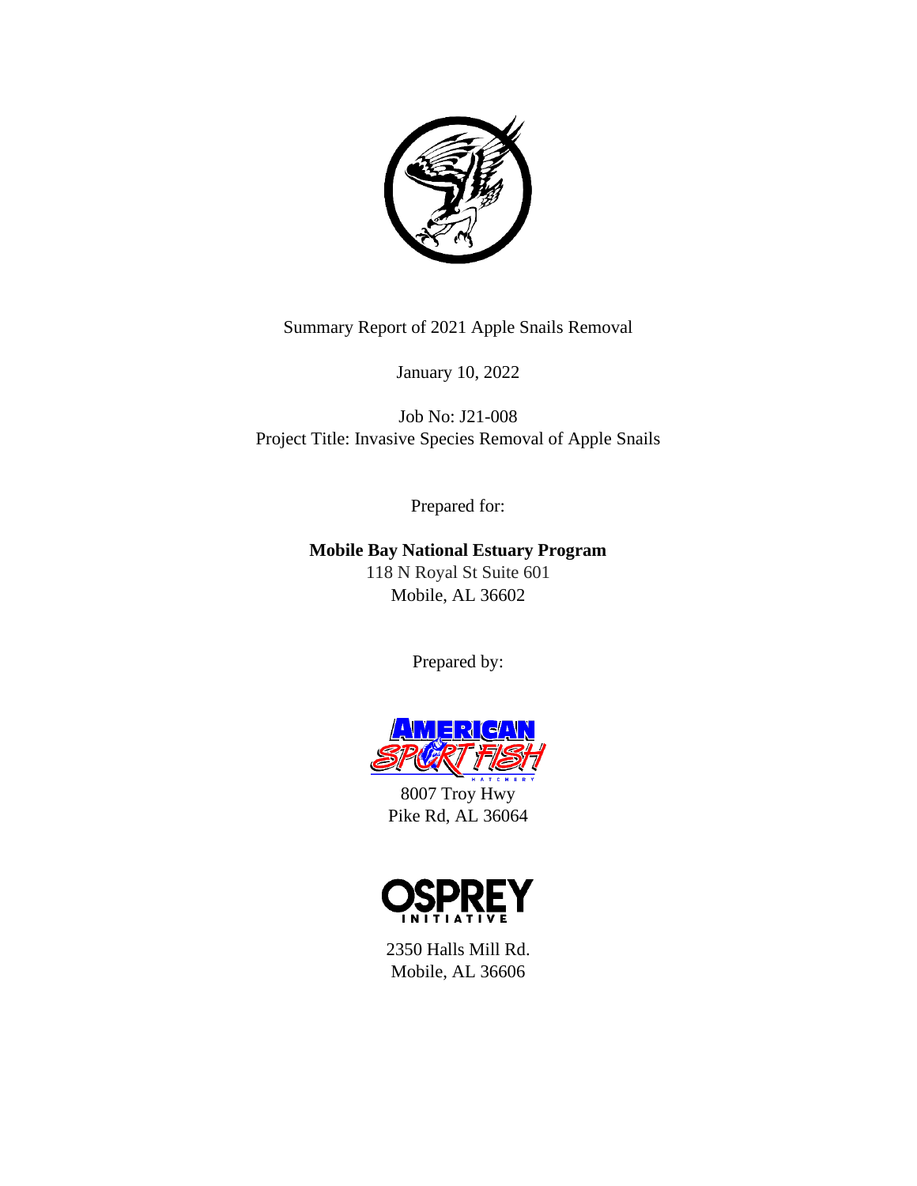Summary Report of 2021 Apple Snails Removal

January 10, 2022

Job No: J21-008
Project Title: Invasive Species Removal of Apple Snails

Prepared for:

**Mobile Bay National Estuary Program**
118 N Royal St Suite 601
Mobile, AL 36602

Prepared by:

8007 Troy Hwy
Pike Rd, AL 36064

2350 Halls Mill Rd.
Mobile, AL 36606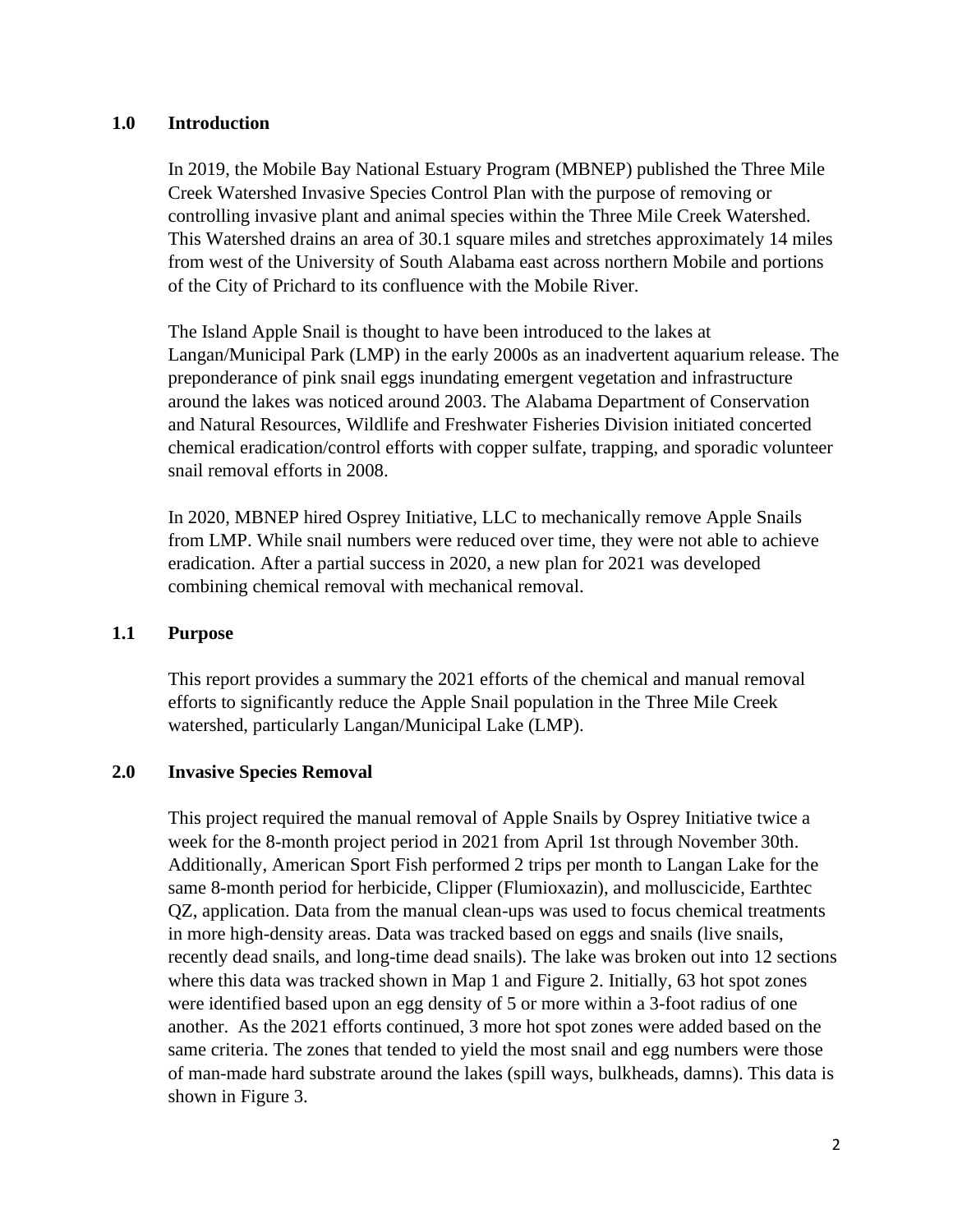## 1.0 Introduction

In 2019, the Mobile Bay National Estuary Program (MBNEP) published the Three Mile Creek Watershed Invasive Species Control Plan with the purpose of removing or controlling invasive plant and animal species within the Three Mile Creek Watershed. This Watershed drains an area of 30.1 square miles and stretches approximately 14 miles from west of the University of South Alabama east across northern Mobile and portions of the City of Prichard to its confluence with the Mobile River.

The Island Apple Snail is thought to have been introduced to the lakes at Langan/Municipal Park (LMP) in the early 2000s as an inadvertent aquarium release. The preponderance of pink snail eggs inundating emergent vegetation and infrastructure around the lakes was noticed around 2003. The Alabama Department of Conservation and Natural Resources, Wildlife and Freshwater Fisheries Division initiated concerted chemical eradication/control efforts with copper sulfate, trapping, and sporadic volunteer snail removal efforts in 2008.

In 2020, MBNEP hired Osprey Initiative, LLC to mechanically remove Apple Snails from LMP. While snail numbers were reduced over time, they were not able to achieve eradication. After a partial success in 2020, a new plan for 2021 was developed combining chemical removal with mechanical removal.

### 1.1 Purpose

This report provides a summary the 2021 efforts of the chemical and manual removal efforts to significantly reduce the Apple Snail population in the Three Mile Creek watershed, particularly Langan/Municipal Lake (LMP).

## 2.0 Invasive Species Removal

This project required the manual removal of Apple Snails by Osprey Initiative twice a week for the 8-month project period in 2021 from April 1st through November 30th. Additionally, American Sport Fish performed 2 trips per month to Langan Lake for the same 8-month period for herbicide, Clipper (Flumioxazin), and molluscicide, Earthtec QZ, application. Data from the manual clean-ups was used to focus chemical treatments in more high-density areas. Data was tracked based on eggs and snails (live snails, recently dead snails, and long-time dead snails). The lake was broken out into 12 sections where this data was tracked shown in Map 1 and Figure 2. Initially, 63 hot spot zones were identified based upon an egg density of 5 or more within a 3-foot radius of one another. As the 2021 efforts continued, 3 more hot spot zones were added based on the same criteria. The zones that tended to yield the most snail and egg numbers were those of man-made hard substrate around the lakes (spill ways, bulkheads, damns). This data is shown in Figure 3.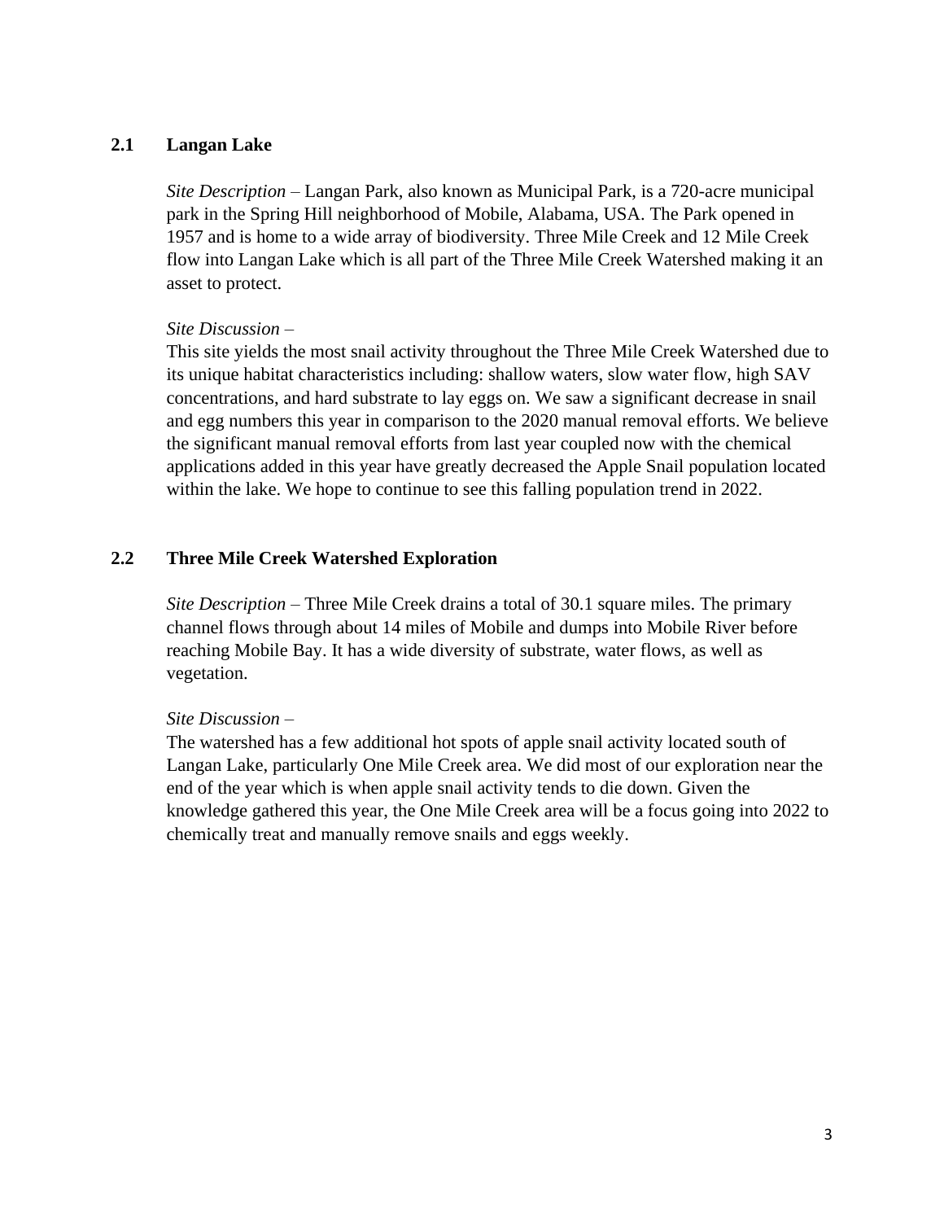## 2.1 Langan Lake

*Site Description* – Langan Park, also known as Municipal Park, is a 720-acre municipal park in the Spring Hill neighborhood of Mobile, Alabama, USA. The Park opened in 1957 and is home to a wide array of biodiversity. Three Mile Creek and 12 Mile Creek flow into Langan Lake which is all part of the Three Mile Creek Watershed making it an asset to protect.

*Site Discussion* –

This site yields the most snail activity throughout the Three Mile Creek Watershed due to its unique habitat characteristics including: shallow waters, slow water flow, high SAV concentrations, and hard substrate to lay eggs on. We saw a significant decrease in snail and egg numbers this year in comparison to the 2020 manual removal efforts. We believe the significant manual removal efforts from last year coupled now with the chemical applications added in this year have greatly decreased the Apple Snail population located within the lake. We hope to continue to see this falling population trend in 2022.

## 2.2 Three Mile Creek Watershed Exploration

*Site Description* – Three Mile Creek drains a total of 30.1 square miles. The primary channel flows through about 14 miles of Mobile and dumps into Mobile River before reaching Mobile Bay. It has a wide diversity of substrate, water flows, as well as vegetation.

*Site Discussion* –

The watershed has a few additional hot spots of apple snail activity located south of Langan Lake, particularly One Mile Creek area. We did most of our exploration near the end of the year which is when apple snail activity tends to die down. Given the knowledge gathered this year, the One Mile Creek area will be a focus going into 2022 to chemically treat and manually remove snails and eggs weekly.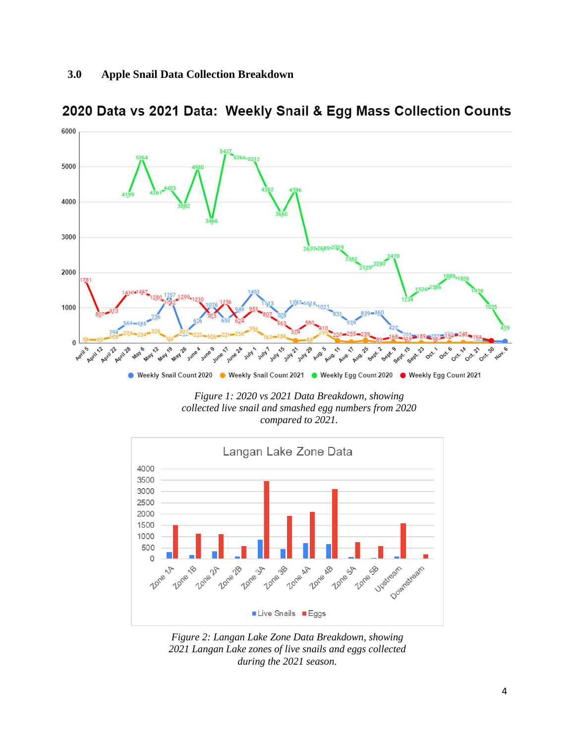## 3.0 Apple Snail Data Collection Breakdown

*Figure 1: 2020 vs 2021 Data Breakdown, showing collected live snail and smashed egg numbers from 2020 compared to 2021.*

*Figure 2: Langan Lake Zone Data Breakdown, showing 2021 Langan Lake zones of live snails and eggs collected during the 2021 season.*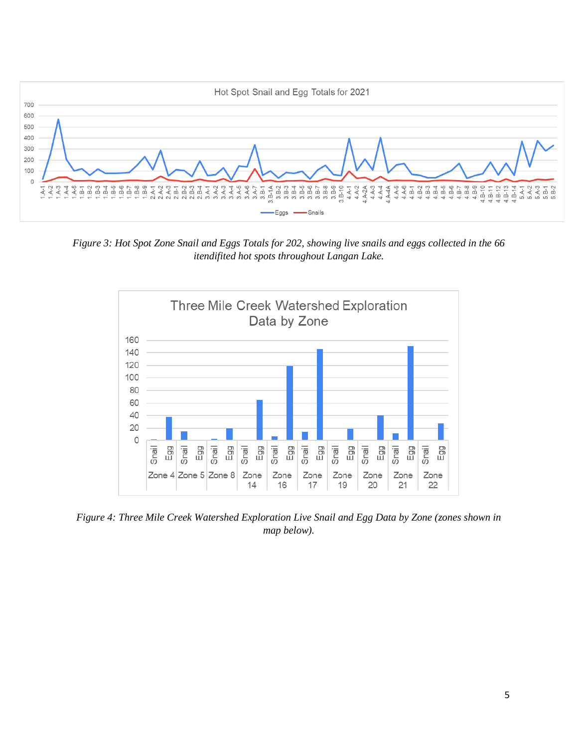*Figure 3: Hot Spot Zone Snail and Eggs Totals for 202, showing live snails and eggs collected in the 66 itendifited hot spots throughout Langan Lake.*

*Figure 4: Three Mile Creek Watershed Exploration Live Snail and Egg Data by Zone (zones shown in map below).*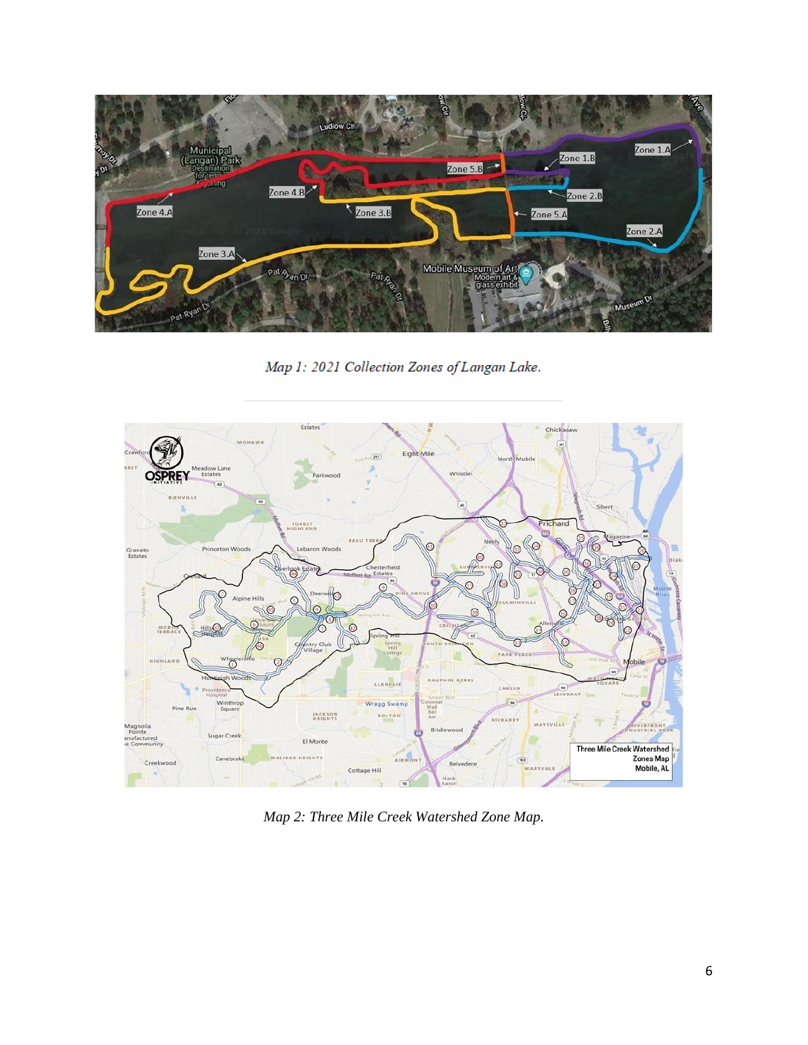*Map 1: 2021 Collection Zones of Langan Lake.*

*Map 2: Three Mile Creek Watershed Zone Map.*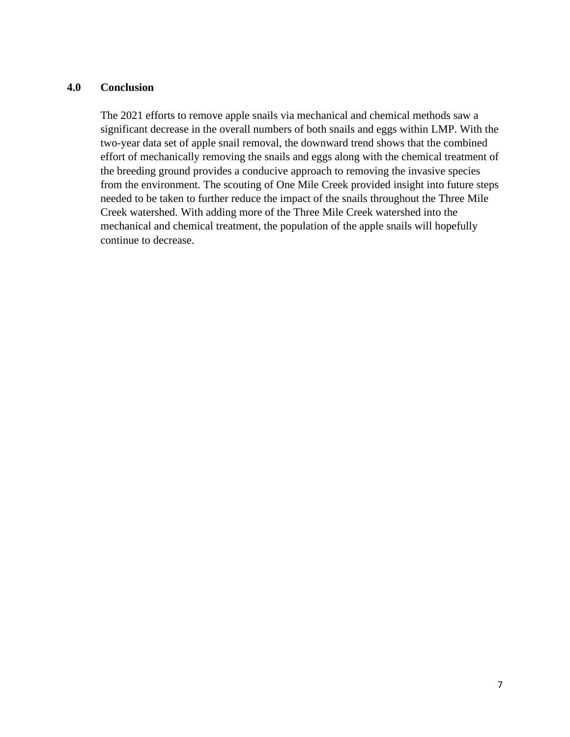## 4.0 Conclusion

The 2021 efforts to remove apple snails via mechanical and chemical methods saw a significant decrease in the overall numbers of both snails and eggs within LMP. With the two-year data set of apple snail removal, the downward trend shows that the combined effort of mechanically removing the snails and eggs along with the chemical treatment of the breeding ground provides a conducive approach to removing the invasive species from the environment. The scouting of One Mile Creek provided insight into future steps needed to be taken to further reduce the impact of the snails throughout the Three Mile Creek watershed. With adding more of the Three Mile Creek watershed into the mechanical and chemical treatment, the population of the apple snails will hopefully continue to decrease.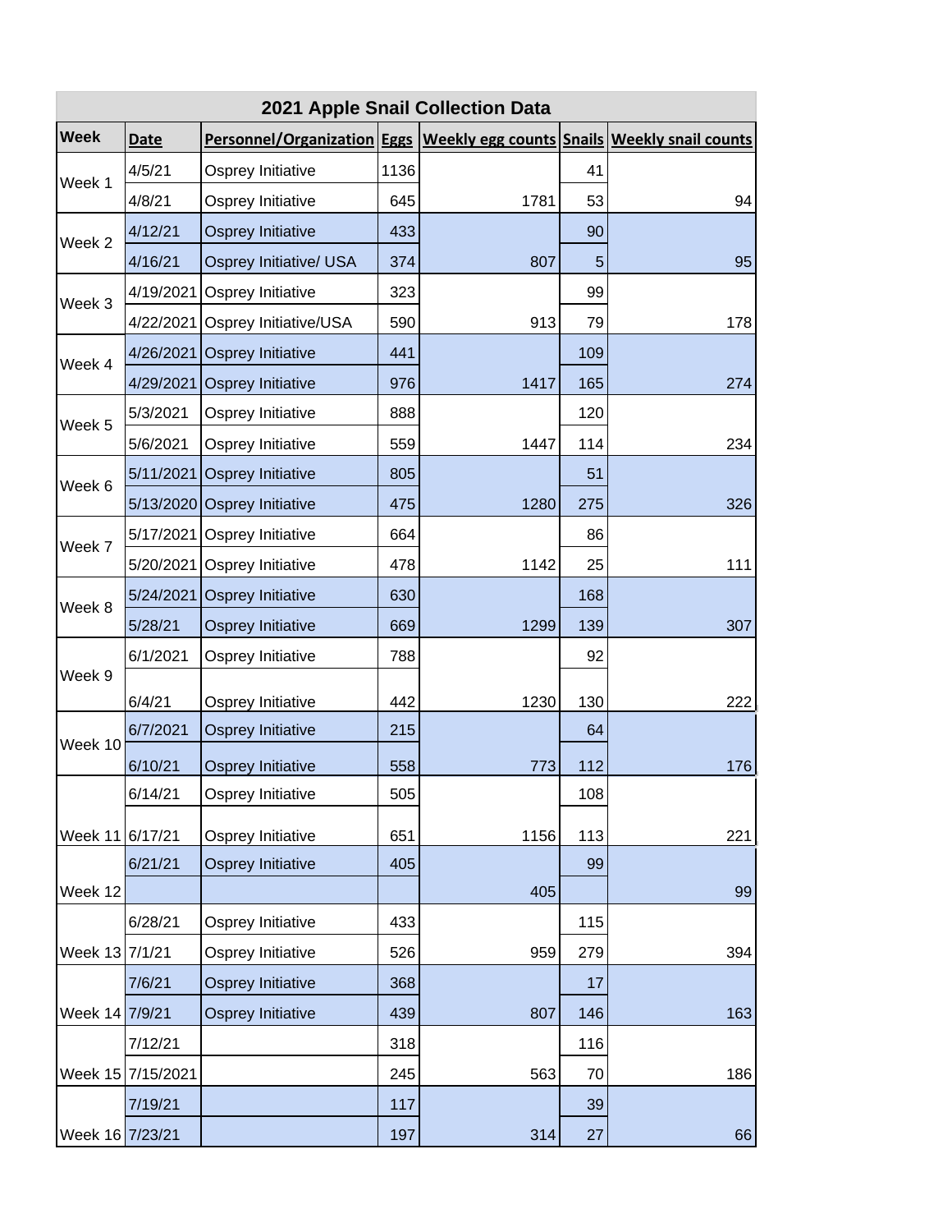## 2021 Apple Snail Collection Data

| Week | Date | Personnel/Organization | Eggs | Weekly egg counts | Snails | Weekly snail counts |
|---|---|---|---|---|---|---|
| Week 1 | 4/5/21 | Osprey Initiative | 1136 | | 41 | |
| | 4/8/21 | Osprey Initiative | 645 | 1781 | 53 | 94 |
| Week 2 | 4/12/21 | Osprey Initiative | 433 | | 90 | |
| | 4/16/21 | Osprey Initiative/ USA | 374 | 807 | 5 | 95 |
| Week 3 | 4/19/2021 | Osprey Initiative | 323 | | 99 | |
| | 4/22/2021 | Osprey Initiative/USA | 590 | 913 | 79 | 178 |
| Week 4 | 4/26/2021 | Osprey Initiative | 441 | | 109 | |
| | 4/29/2021 | Osprey Initiative | 976 | 1417 | 165 | 274 |
| Week 5 | 5/3/2021 | Osprey Initiative | 888 | | 120 | |
| | 5/6/2021 | Osprey Initiative | 559 | 1447 | 114 | 234 |
| Week 6 | 5/11/2021 | Osprey Initiative | 805 | | 51 | |
| | 5/13/2020 | Osprey Initiative | 475 | 1280 | 275 | 326 |
| Week 7 | 5/17/2021 | Osprey Initiative | 664 | | 86 | |
| | 5/20/2021 | Osprey Initiative | 478 | 1142 | 25 | 111 |
| Week 8 | 5/24/2021 | Osprey Initiative | 630 | | 168 | |
| | 5/28/21 | Osprey Initiative | 669 | 1299 | 139 | 307 |
| Week 9 | 6/1/2021 | Osprey Initiative | 788 | | 92 | |
| | 6/4/21 | Osprey Initiative | 442 | 1230 | 130 | 222 |
| Week 10 | 6/7/2021 | Osprey Initiative | 215 | | 64 | |
| | 6/10/21 | Osprey Initiative | 558 | 773 | 112 | 176 |
| Week 11 | 6/14/21 | Osprey Initiative | 505 | | 108 | |
| | 6/17/21 | Osprey Initiative | 651 | 1156 | 113 | 221 |
| Week 12 | 6/21/21 | Osprey Initiative | 405 | | 99 | |
| | | | | 405 | | 99 |
| Week 13 | 6/28/21 | Osprey Initiative | 433 | | 115 | |
| | 7/1/21 | Osprey Initiative | 526 | 959 | 279 | 394 |
| Week 14 | 7/6/21 | Osprey Initiative | 368 | | 17 | |
| | 7/9/21 | Osprey Initiative | 439 | 807 | 146 | 163 |
| Week 15 | 7/12/21 | | 318 | | 116 | |
| | 7/15/2021 | | 245 | 563 | 70 | 186 |
| Week 16 | 7/19/21 | | 117 | | 39 | |
| | 7/23/21 | | 197 | 314 | 27 | 66 |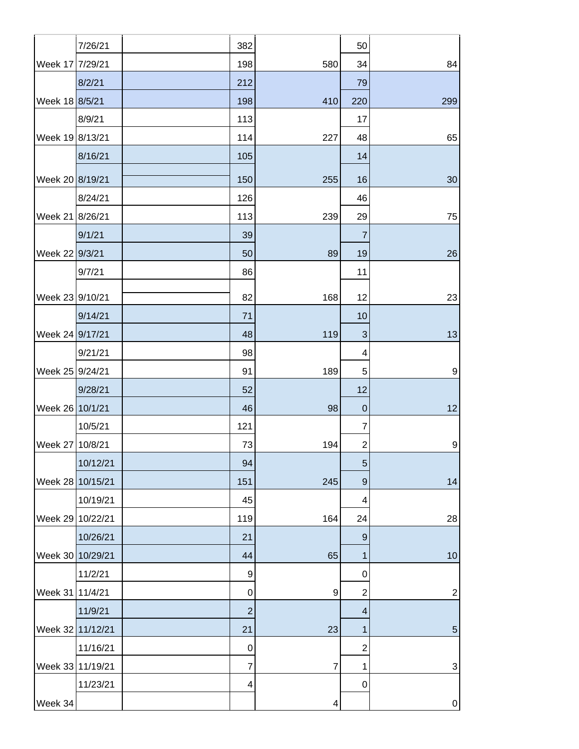| | | | | | | |
|---|---|---|---|---|---|---|
| | 7/26/21 | | 382 | | 50 | |
| Week 17 | 7/29/21 | | 198 | 580 | 34 | 84 |
| | 8/2/21 | | 212 | | 79 | |
| Week 18 | 8/5/21 | | 198 | 410 | 220 | 299 |
| | 8/9/21 | | 113 | | 17 | |
| Week 19 | 8/13/21 | | 114 | 227 | 48 | 65 |
| | 8/16/21 | | 105 | | 14 | |
| Week 20 | 8/19/21 | | 150 | 255 | 16 | 30 |
| | 8/24/21 | | 126 | | 46 | |
| Week 21 | 8/26/21 | | 113 | 239 | 29 | 75 |
| | 9/1/21 | | 39 | | 7 | |
| Week 22 | 9/3/21 | | 50 | 89 | 19 | 26 |
| | 9/7/21 | | 86 | | 11 | |
| Week 23 | 9/10/21 | | 82 | 168 | 12 | 23 |
| | 9/14/21 | | 71 | | 10 | |
| Week 24 | 9/17/21 | | 48 | 119 | 3 | 13 |
| | 9/21/21 | | 98 | | 4 | |
| Week 25 | 9/24/21 | | 91 | 189 | 5 | 9 |
| | 9/28/21 | | 52 | | 12 | |
| Week 26 | 10/1/21 | | 46 | 98 | 0 | 12 |
| | 10/5/21 | | 121 | | 7 | |
| Week 27 | 10/8/21 | | 73 | 194 | 2 | 9 |
| | 10/12/21 | | 94 | | 5 | |
| Week 28 | 10/15/21 | | 151 | 245 | 9 | 14 |
| | 10/19/21 | | 45 | | 4 | |
| Week 29 | 10/22/21 | | 119 | 164 | 24 | 28 |
| | 10/26/21 | | 21 | | 9 | |
| Week 30 | 10/29/21 | | 44 | 65 | 1 | 10 |
| | 11/2/21 | | 9 | | 0 | |
| Week 31 | 11/4/21 | | 0 | 9 | 2 | 2 |
| | 11/9/21 | | 2 | | 4 | |
| Week 32 | 11/12/21 | | 21 | 23 | 1 | 5 |
| | 11/16/21 | | 0 | | 2 | |
| Week 33 | 11/19/21 | | 7 | 7 | 1 | 3 |
| | 11/23/21 | | 4 | | 0 | |
| Week 34 | | | | 4 | | 0 |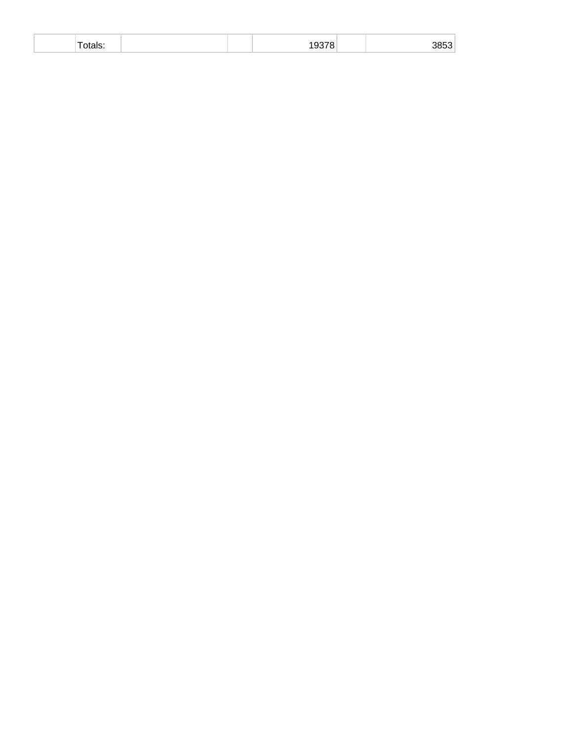| | | | | | | |
|---|---|---|---|---|---|---|
| | Totals: | | | 19378 | | 3853 |